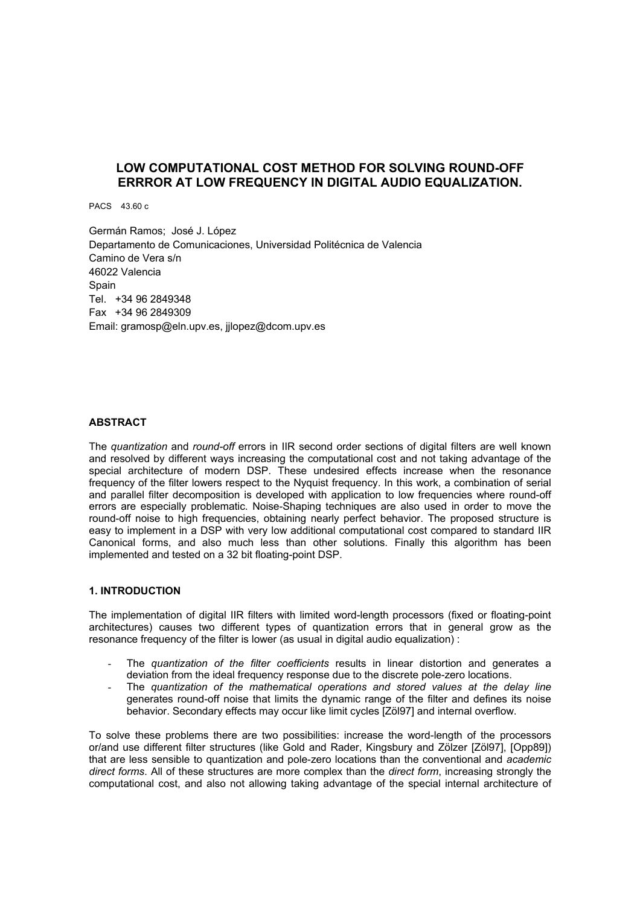# LOW COMPUTATIONAL COST METHOD FOR SOLVING ROUND-OFF ERRROR AT LOW FREQUENCY IN DIGITAL AUDIO EQUALIZATION.

PACS 43.60 c

Germán Ramos; José J. López
Departamento de Comunicaciones, Universidad Politécnica de Valencia
Camino de Vera s/n
46022 Valencia
Spain
Tel. +34 96 2849348
Fax +34 96 2849309
Email: gramosp@eln.upv.es, jjlopez@dcom.upv.es

## ABSTRACT

The *quantization* and *round-off* errors in IIR second order sections of digital filters are well known and resolved by different ways increasing the computational cost and not taking advantage of the special architecture of modern DSP. These undesired effects increase when the resonance frequency of the filter lowers respect to the Nyquist frequency. In this work, a combination of serial and parallel filter decomposition is developed with application to low frequencies where round-off errors are especially problematic. Noise-Shaping techniques are also used in order to move the round-off noise to high frequencies, obtaining nearly perfect behavior. The proposed structure is easy to implement in a DSP with very low additional computational cost compared to standard IIR Canonical forms, and also much less than other solutions. Finally this algorithm has been implemented and tested on a 32 bit floating-point DSP.

## 1. INTRODUCTION

The implementation of digital IIR filters with limited word-length processors (fixed or floating-point architectures) causes two different types of quantization errors that in general grow as the resonance frequency of the filter is lower (as usual in digital audio equalization) :

- The *quantization of the filter coefficients* results in linear distortion and generates a deviation from the ideal frequency response due to the discrete pole-zero locations.
- The *quantization of the mathematical operations and stored values at the delay line* generates round-off noise that limits the dynamic range of the filter and defines its noise behavior. Secondary effects may occur like limit cycles [Zöl97] and internal overflow.

To solve these problems there are two possibilities: increase the word-length of the processors or/and use different filter structures (like Gold and Rader, Kingsbury and Zölzer [Zöl97], [Opp89]) that are less sensible to quantization and pole-zero locations than the conventional and *academic direct forms*. All of these structures are more complex than the *direct form*, increasing strongly the computational cost, and also not allowing taking advantage of the special internal architecture of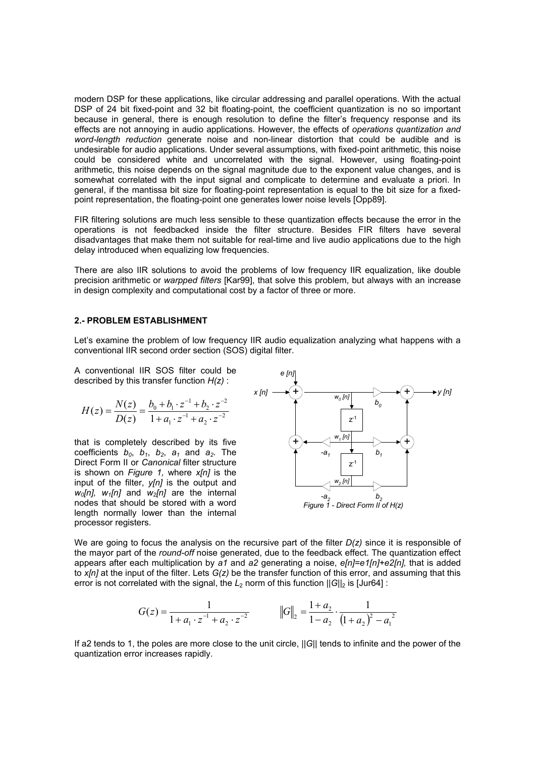modern DSP for these applications, like circular addressing and parallel operations. With the actual DSP of 24 bit fixed-point and 32 bit floating-point, the coefficient quantization is no so important because in general, there is enough resolution to define the filter's frequency response and its effects are not annoying in audio applications. However, the effects of *operations quantization and word-length reduction* generate noise and non-linear distortion that could be audible and is undesirable for audio applications. Under several assumptions, with fixed-point arithmetic, this noise could be considered white and uncorrelated with the signal. However, using floating-point arithmetic, this noise depends on the signal magnitude due to the exponent value changes, and is somewhat correlated with the input signal and complicate to determine and evaluate a priori. In general, if the mantissa bit size for floating-point representation is equal to the bit size for a fixed-point representation, the floating-point one generates lower noise levels [Opp89].

FIR filtering solutions are much less sensible to these quantization effects because the error in the operations is not feedbacked inside the filter structure. Besides FIR filters have several disadvantages that make them not suitable for real-time and live audio applications due to the high delay introduced when equalizing low frequencies.

There are also IIR solutions to avoid the problems of low frequency IIR equalization, like double precision arithmetic or *warpped filters* [Kar99], that solve this problem, but always with an increase in design complexity and computational cost by a factor of three or more.

## 2.- PROBLEM ESTABLISHMENT

Let's examine the problem of low frequency IIR audio equalization analyzing what happens with a conventional IIR second order section (SOS) digital filter.

A conventional IIR SOS filter could be described by this transfer function *H(z)* :

$$H(z) = \frac{N(z)}{D(z)} = \frac{b_0 + b_1 \cdot z^{-1} + b_2 \cdot z^{-2}}{1 + a_1 \cdot z^{-1} + a_2 \cdot z^{-2}}$$

that is completely described by its five coefficients $b_0$, $b_1$, $b_2$, $a_1$ and $a_2$. The Direct Form II or *Canonical* filter structure is shown on *Figure 1,* where *x[n]* is the input of the filter, *y[n]* is the output and $w_0[n]$, $w_1[n]$ and $w_2[n]$ are the internal nodes that should be stored with a word length normally lower than the internal processor registers.

*Figure 1 - Direct Form II of H(z)*

We are going to focus the analysis on the recursive part of the filter *D(z)* since it is responsible of the mayor part of the *round-off* noise generated, due to the feedback effect. The quantization effect appears after each multiplication by *a1* and *a2* generating a noise, *e[n]=e1[n]+e2[n],* that is added to *x[n]* at the input of the filter. Lets *G(z)* be the transfer function of this error, and assuming that this error is not correlated with the signal, the $L_2$ norm of this function $||G||_2$ is [Jur64] :

$$G(z) = \frac{1}{1 + a_1 \cdot z^{-1} + a_2 \cdot z^{-2}} \qquad \|G\|_2 = \frac{1 + a_2}{1 - a_2} \cdot \frac{1}{(1 + a_2)^2 - a_1^{\,2}}$$

If a2 tends to 1, the poles are more close to the unit circle, $||G||$ tends to infinite and the power of the quantization error increases rapidly.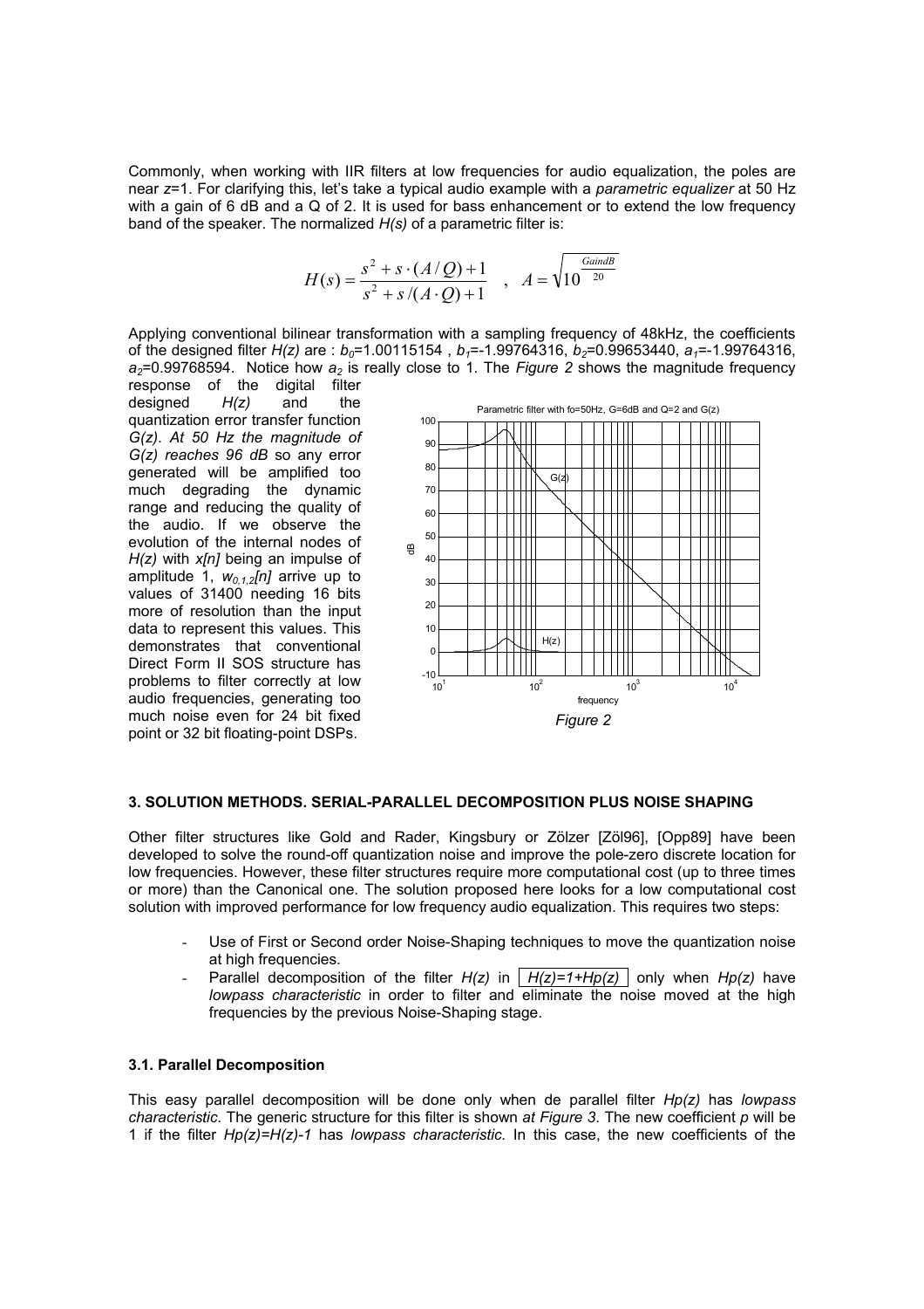Commonly, when working with IIR filters at low frequencies for audio equalization, the poles are near $z$=1. For clarifying this, let's take a typical audio example with a *parametric equalizer* at 50 Hz with a gain of 6 dB and a Q of 2. It is used for bass enhancement or to extend the low frequency band of the speaker. The normalized $H(s)$ of a parametric filter is:

$$H(s) = \frac{s^2 + s \cdot (A/Q) + 1}{s^2 + s/(A \cdot Q) + 1} \quad , \quad A = \sqrt{10^{\frac{GaindB}{20}}}$$

Applying conventional bilinear transformation with a sampling frequency of 48kHz, the coefficients of the designed filter $H(z)$ are : $b_0$=1.00115154 , $b_1$=-1.99764316, $b_2$=0.99653440, $a_1$=-1.99764316, $a_2$=0.99768594. Notice how $a_2$ is really close to 1. The *Figure 2* shows the magnitude frequency response of the digital filter designed $H(z)$ and the quantization error transfer function $G(z)$. *At 50 Hz the magnitude of $G(z)$ reaches 96 dB* so any error generated will be amplified too much degrading the dynamic range and reducing the quality of the audio. If we observe the evolution of the internal nodes of $H(z)$ with $x[n]$ being an impulse of amplitude 1, $w_{0,1,2}[n]$ arrive up to values of 31400 needing 16 bits more of resolution than the input data to represent this values. This demonstrates that conventional Direct Form II SOS structure has problems to filter correctly at low audio frequencies, generating too much noise even for 24 bit fixed point or 32 bit floating-point DSPs.

*Figure 2*

## 3. SOLUTION METHODS. SERIAL-PARALLEL DECOMPOSITION PLUS NOISE SHAPING

Other filter structures like Gold and Rader, Kingsbury or Zölzer [Zöl96], [Opp89] have been developed to solve the round-off quantization noise and improve the pole-zero discrete location for low frequencies. However, these filter structures require more computational cost (up to three times or more) than the Canonical one. The solution proposed here looks for a low computational cost solution with improved performance for low frequency audio equalization. This requires two steps:

- Use of First or Second order Noise-Shaping techniques to move the quantization noise at high frequencies.
- Parallel decomposition of the filter $H(z)$ in $H(z)=1+Hp(z)$ only when $Hp(z)$ have *lowpass characteristic* in order to filter and eliminate the noise moved at the high frequencies by the previous Noise-Shaping stage.

### 3.1. Parallel Decomposition

This easy parallel decomposition will be done only when de parallel filter $Hp(z)$ has *lowpass characteristic*. The generic structure for this filter is shown *at Figure 3*. The new coefficient $p$ will be 1 if the filter $Hp(z)=H(z)-1$ has *lowpass characteristic.* In this case, the new coefficients of the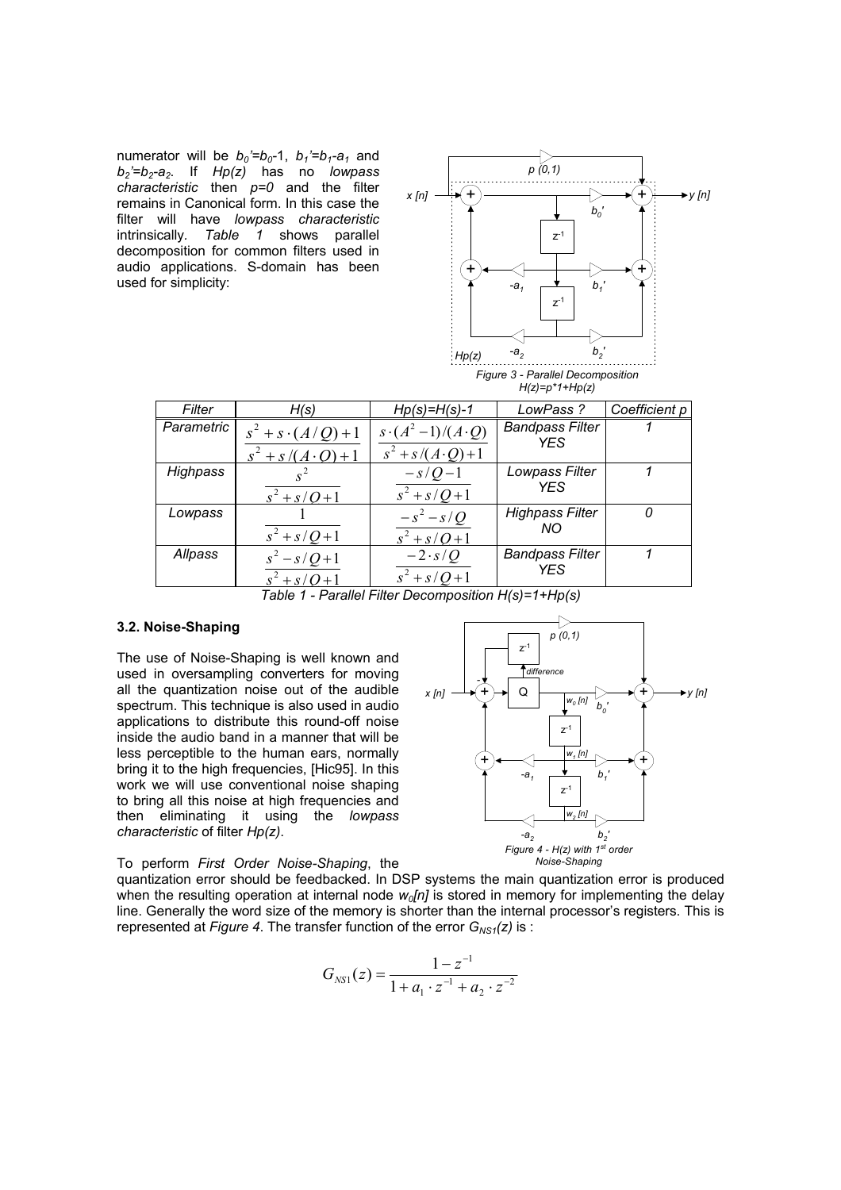numerator will be $b_0'=b_0-1$, $b_1'=b_1-a_1$ and $b_2'=b_2-a_2$. If $Hp(z)$ has no *lowpass characteristic* then $p=0$ and the filter remains in Canonical form. In this case the filter will have *lowpass characteristic* intrinsically. *Table 1* shows parallel decomposition for common filters used in audio applications. S-domain has been used for simplicity:

*Figure 3 - Parallel Decomposition $H(z)=p*1+Hp(z)$*

| *Filter* | $H(s)$ | $Hp(s)=H(s)-1$ | *LowPass ?* | *Coefficient p* |
|---|---|---|---|---|
| *Parametric* | $\frac{s^2+s\cdot(A/Q)+1}{s^2+s/(A\cdot Q)+1}$ | $\frac{s\cdot(A^2-1)/(A\cdot Q)}{s^2+s/(A\cdot Q)+1}$ | *Bandpass Filter YES* | *1* |
| *Highpass* | $\frac{s^2}{s^2+s/Q+1}$ | $\frac{-s/Q-1}{s^2+s/Q+1}$ | *Lowpass Filter YES* | *1* |
| *Lowpass* | $\frac{1}{s^2+s/Q+1}$ | $\frac{-s^2-s/Q}{s^2+s/Q+1}$ | *Highpass Filter NO* | *0* |
| *Allpass* | $\frac{s^2-s/Q+1}{s^2+s/Q+1}$ | $\frac{-2\cdot s/Q}{s^2+s/Q+1}$ | *Bandpass Filter YES* | *1* |

*Table 1 - Parallel Filter Decomposition $H(s)=1+Hp(s)$*

### 3.2. Noise-Shaping

The use of Noise-Shaping is well known and used in oversampling converters for moving all the quantization noise out of the audible spectrum. This technique is also used in audio applications to distribute this round-off noise inside the audio band in a manner that will be less perceptible to the human ears, normally bring it to the high frequencies, [Hic95]. In this work we will use conventional noise shaping to bring all this noise at high frequencies and then eliminating it using the *lowpass characteristic* of filter $Hp(z)$.

*Figure 4 - $H(z)$ with 1st order Noise-Shaping*

To perform *First Order Noise-Shaping*, the quantization error should be feedbacked. In DSP systems the main quantization error is produced when the resulting operation at internal node $w_0[n]$ is stored in memory for implementing the delay line. Generally the word size of the memory is shorter than the internal processor's registers. This is represented at *Figure 4*. The transfer function of the error $G_{NS1}(z)$ is :

$$G_{NS1}(z)=\frac{1-z^{-1}}{1+a_1\cdot z^{-1}+a_2\cdot z^{-2}}$$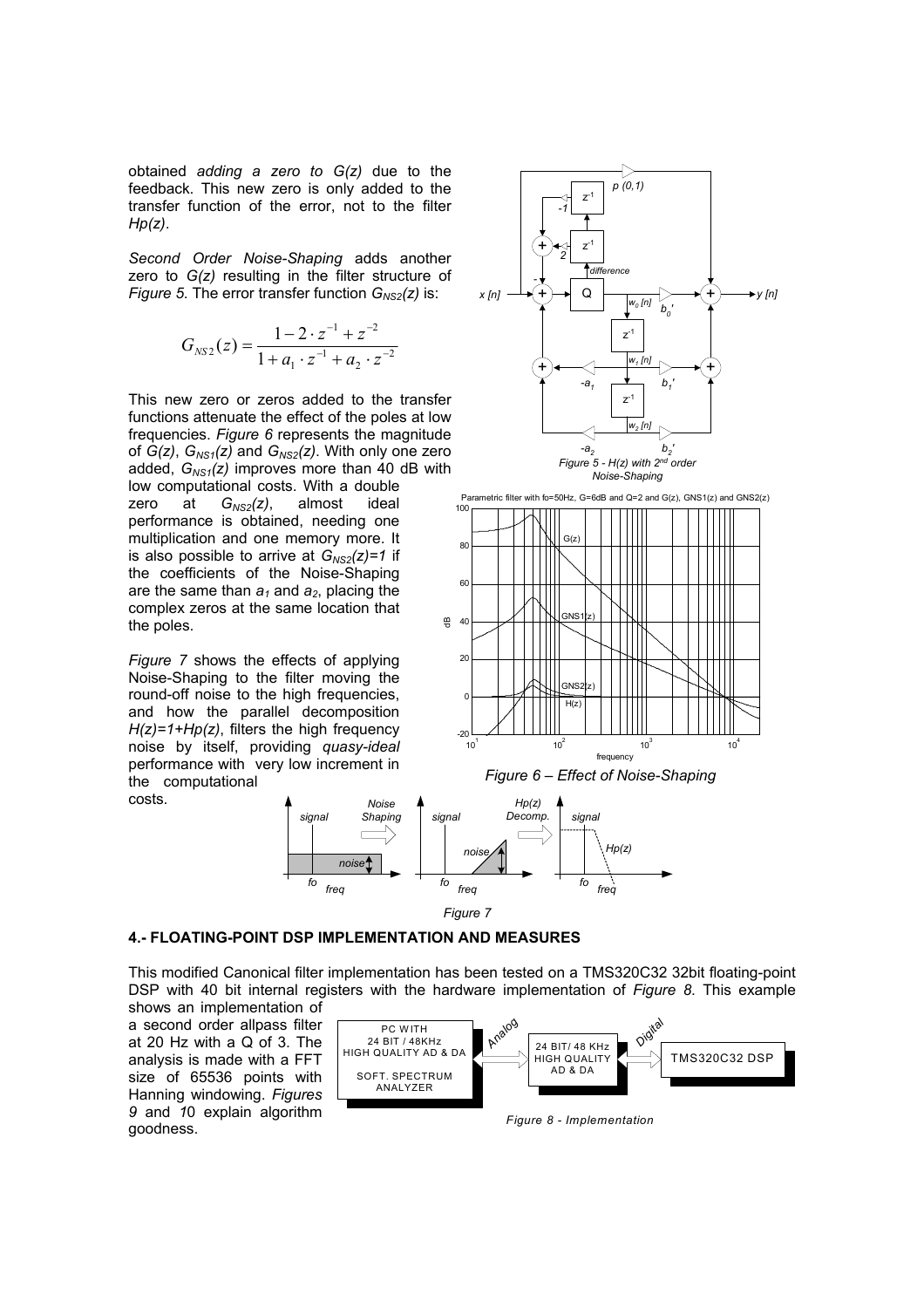obtained *adding a zero to G(z)* due to the feedback. This new zero is only added to the transfer function of the error, not to the filter $Hp(z)$.

*Second Order Noise-Shaping* adds another zero to $G(z)$ resulting in the filter structure of *Figure 5*. The error transfer function $G_{NS2}(z)$ is:

$$G_{NS2}(z) = \frac{1 - 2 \cdot z^{-1} + z^{-2}}{1 + a_1 \cdot z^{-1} + a_2 \cdot z^{-2}}$$

This new zero or zeros added to the transfer functions attenuate the effect of the poles at low frequencies. *Figure 6* represents the magnitude of $G(z)$, $G_{NS1}(z)$ and $G_{NS2}(z)$. With only one zero added, $G_{NS1}(z)$ improves more than 40 dB with low computational costs. With a double zero at $G_{NS2}(z)$, almost ideal performance is obtained, needing one multiplication and one memory more. It is also possible to arrive at $G_{NS2}(z)=1$ if the coefficients of the Noise-Shaping are the same than $a_1$ and $a_2$, placing the complex zeros at the same location that the poles.

*Figure 5 - H(z) with 2nd order Noise-Shaping*

*Figure 6 – Effect of Noise-Shaping*

*Figure 7* shows the effects of applying Noise-Shaping to the filter moving the round-off noise to the high frequencies, and how the parallel decomposition $H(z)=1+Hp(z)$, filters the high frequency noise by itself, providing *quasy-ideal* performance with very low increment in the computational costs.

*Figure 7*

## 4.- FLOATING-POINT DSP IMPLEMENTATION AND MEASURES

This modified Canonical filter implementation has been tested on a TMS320C32 32bit floating-point DSP with 40 bit internal registers with the hardware implementation of *Figure 8*. This example shows an implementation of a second order allpass filter at 20 Hz with a Q of 3. The analysis is made with a FFT size of 65536 points with Hanning windowing. *Figures 9* and *10* explain algorithm goodness.

*Figure 8 - Implementation*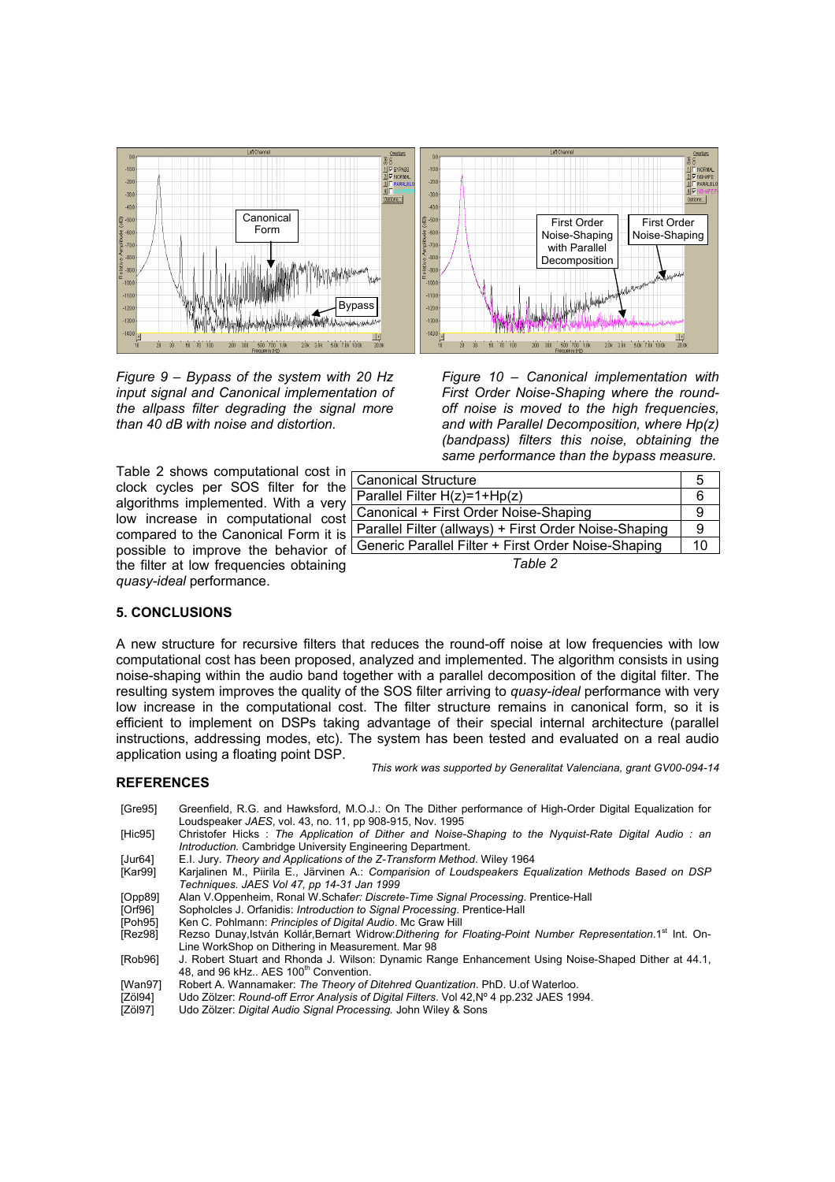Canonical Form

Bypass

First Order Noise-Shaping with Parallel Decomposition

First Order Noise-Shaping

*Figure 9 – Bypass of the system with 20 Hz input signal and Canonical implementation of the allpass filter degrading the signal more than 40 dB with noise and distortion.*

*Figure 10 – Canonical implementation with First Order Noise-Shaping where the round-off noise is moved to the high frequencies, and with Parallel Decomposition, where Hp(z) (bandpass) filters this noise, obtaining the same performance than the bypass measure.*

Table 2 shows computational cost in clock cycles per SOS filter for the algorithms implemented. With a very low increase in computational cost compared to the Canonical Form it is possible to improve the behavior of the filter at low frequencies obtaining *quasy-ideal* performance.

| | |
|---|---|
| Canonical Structure | 5 |
| Parallel Filter H(z)=1+Hp(z) | 6 |
| Canonical + First Order Noise-Shaping | 9 |
| Parallel Filter (allways) + First Order Noise-Shaping | 9 |
| Generic Parallel Filter + First Order Noise-Shaping | 10 |

*Table 2*

## 5. CONCLUSIONS

A new structure for recursive filters that reduces the round-off noise at low frequencies with low computational cost has been proposed, analyzed and implemented. The algorithm consists in using noise-shaping within the audio band together with a parallel decomposition of the digital filter. The resulting system improves the quality of the SOS filter arriving to *quasy-ideal* performance with very low increase in the computational cost. The filter structure remains in canonical form, so it is efficient to implement on DSPs taking advantage of their special internal architecture (parallel instructions, addressing modes, etc). The system has been tested and evaluated on a real audio application using a floating point DSP.

*This work was supported by Generalitat Valenciana, grant GV00-094-14*

## REFERENCES

- [Gre95] Greenfield, R.G. and Hawksford, M.O.J.: On The Dither performance of High-Order Digital Equalization for Loudspeaker *JAES*, vol. 43, no. 11, pp 908-915, Nov. 1995
- [Hic95] Christofer Hicks : *The Application of Dither and Noise-Shaping to the Nyquist-Rate Digital Audio : an Introduction.* Cambridge University Engineering Department.
- [Jur64] E.I. Jury. *Theory and Applications of the Z-Transform Method*. Wiley 1964
- [Kar99] Karjalinen M., Piirila E., Järvinen A.: *Comparision of Loudspeakers Equalization Methods Based on DSP Techniques. JAES Vol 47, pp 14-31 Jan 1999*
- [Opp89] Alan V.Oppenheim, Ronal W.Schafer*: Discrete-Time Signal Processing*. Prentice-Hall
- [Orf96] Sopholcles J. Orfanidis: *Introduction to Signal Processing*. Prentice-Hall
- [Poh95] Ken C. Pohlmann: *Principles of Digital Audio*. Mc Graw Hill
- [Rez98] Rezso Dunay,István Kollár,Bernart Widrow:*Dithering for Floating-Point Number Representation*.1st Int. On-Line WorkShop on Dithering in Measurement. Mar 98
- [Rob96] J. Robert Stuart and Rhonda J. Wilson: Dynamic Range Enhancement Using Noise-Shaped Dither at 44.1, 48, and 96 kHz.. AES 100th Convention.
- [Wan97] Robert A. Wannamaker: *The Theory of Ditehred Quantization*. PhD. U.of Waterloo.
- [Zöl94] Udo Zölzer: *Round-off Error Analysis of Digital Filters*. Vol 42,Nº 4 pp.232 JAES 1994.
- [Zöl97] Udo Zölzer: *Digital Audio Signal Processing.* John Wiley & Sons